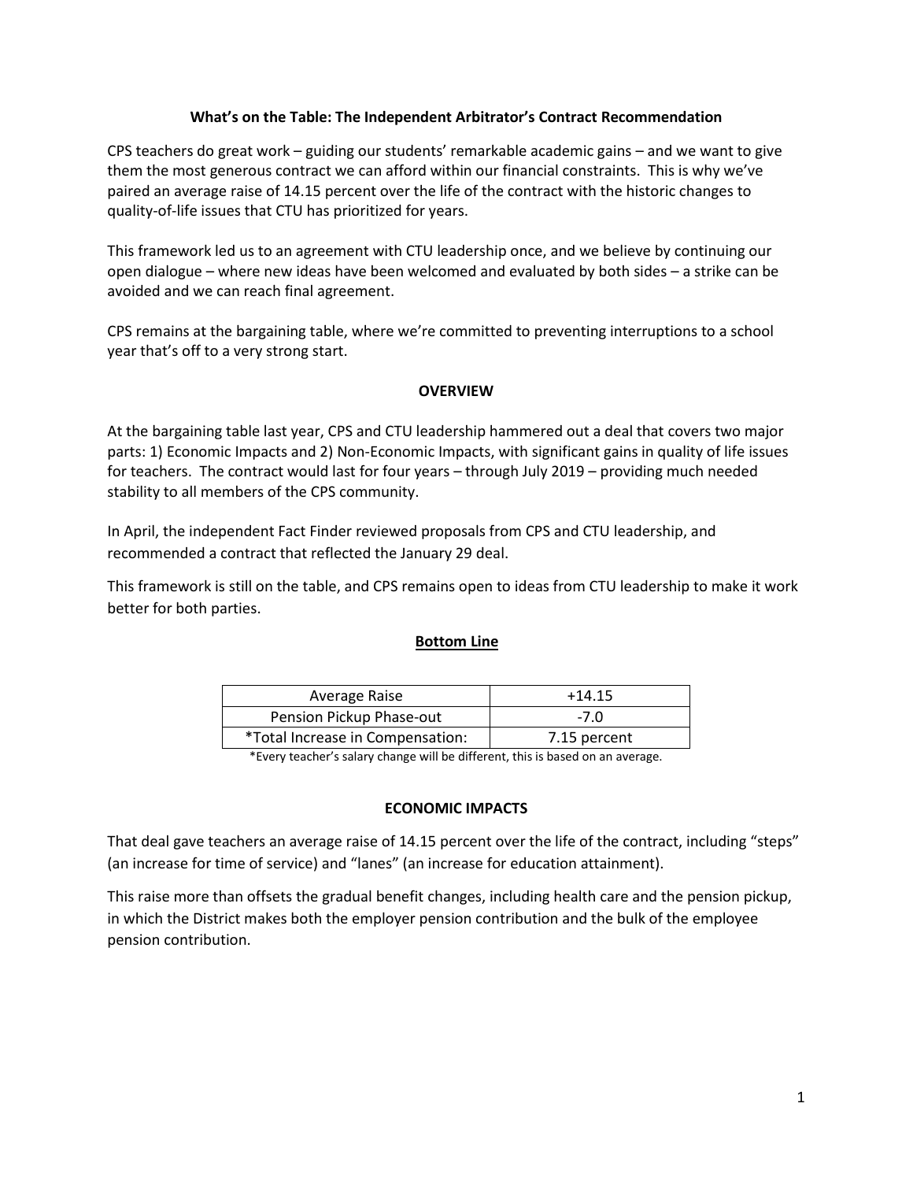**What's on the Table: The Independent Arbitrator's Contract Recommendation**

CPS teachers do great work – guiding our students' remarkable academic gains – and we want to give them the most generous contract we can afford within our financial constraints. This is why we've paired an average raise of 14.15 percent over the life of the contract with the historic changes to quality-of-life issues that CTU has prioritized for years.

This framework led us to an agreement with CTU leadership once, and we believe by continuing our open dialogue – where new ideas have been welcomed and evaluated by both sides – a strike can be avoided and we can reach final agreement.

CPS remains at the bargaining table, where we're committed to preventing interruptions to a school year that's off to a very strong start.

**OVERVIEW**

At the bargaining table last year, CPS and CTU leadership hammered out a deal that covers two major parts: 1) Economic Impacts and 2) Non-Economic Impacts, with significant gains in quality of life issues for teachers. The contract would last for four years – through July 2019 – providing much needed stability to all members of the CPS community.

In April, the independent Fact Finder reviewed proposals from CPS and CTU leadership, and recommended a contract that reflected the January 29 deal.

This framework is still on the table, and CPS remains open to ideas from CTU leadership to make it work better for both parties.

**Bottom Line**

| Average Raise | +14.15 |
|---|---|
| Pension Pickup Phase-out | -7.0 |
| *Total Increase in Compensation: | 7.15 percent |

*Every teacher's salary change will be different, this is based on an average.

**ECONOMIC IMPACTS**

That deal gave teachers an average raise of 14.15 percent over the life of the contract, including "steps" (an increase for time of service) and "lanes" (an increase for education attainment).

This raise more than offsets the gradual benefit changes, including health care and the pension pickup, in which the District makes both the employer pension contribution and the bulk of the employee pension contribution.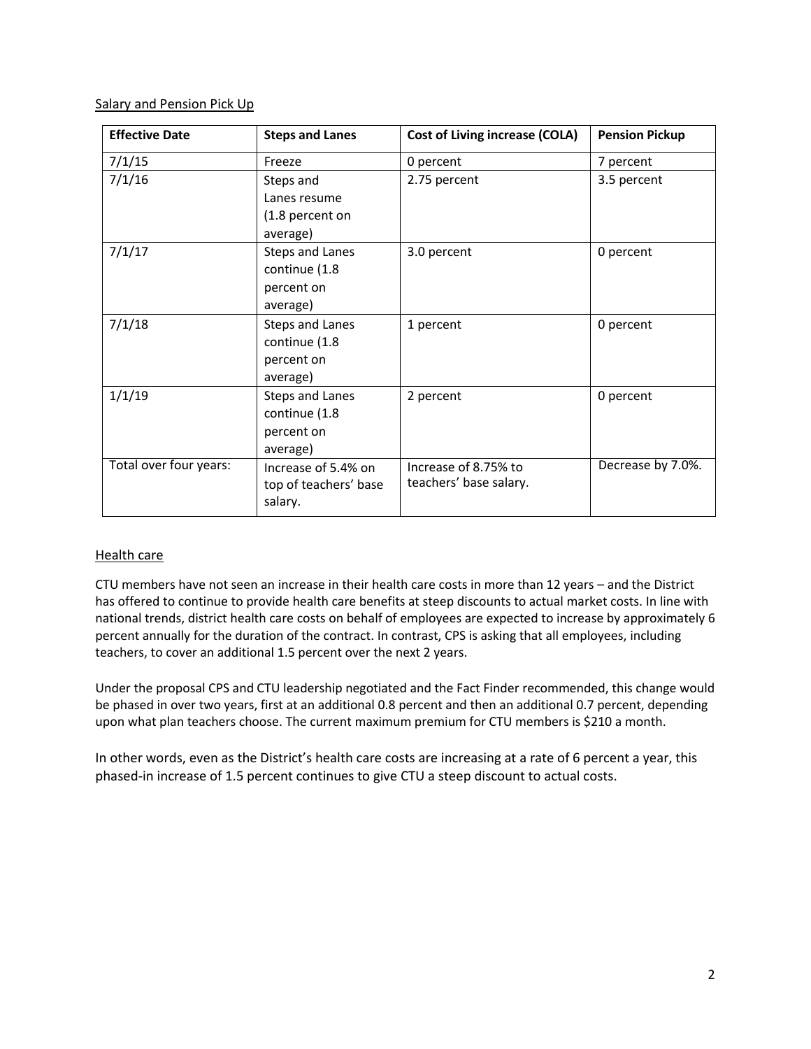Salary and Pension Pick Up

| Effective Date | Steps and Lanes | Cost of Living increase (COLA) | Pension Pickup |
|---|---|---|---|
| 7/1/15 | Freeze | 0 percent | 7 percent |
| 7/1/16 | Steps and Lanes resume (1.8 percent on average) | 2.75 percent | 3.5 percent |
| 7/1/17 | Steps and Lanes continue (1.8 percent on average) | 3.0 percent | 0 percent |
| 7/1/18 | Steps and Lanes continue (1.8 percent on average) | 1 percent | 0 percent |
| 1/1/19 | Steps and Lanes continue (1.8 percent on average) | 2 percent | 0 percent |
| Total over four years: | Increase of 5.4% on top of teachers' base salary. | Increase of 8.75% to teachers' base salary. | Decrease by 7.0%. |

Health care

CTU members have not seen an increase in their health care costs in more than 12 years – and the District has offered to continue to provide health care benefits at steep discounts to actual market costs. In line with national trends, district health care costs on behalf of employees are expected to increase by approximately 6 percent annually for the duration of the contract. In contrast, CPS is asking that all employees, including teachers, to cover an additional 1.5 percent over the next 2 years.

Under the proposal CPS and CTU leadership negotiated and the Fact Finder recommended, this change would be phased in over two years, first at an additional 0.8 percent and then an additional 0.7 percent, depending upon what plan teachers choose. The current maximum premium for CTU members is $210 a month.

In other words, even as the District's health care costs are increasing at a rate of 6 percent a year, this phased-in increase of 1.5 percent continues to give CTU a steep discount to actual costs.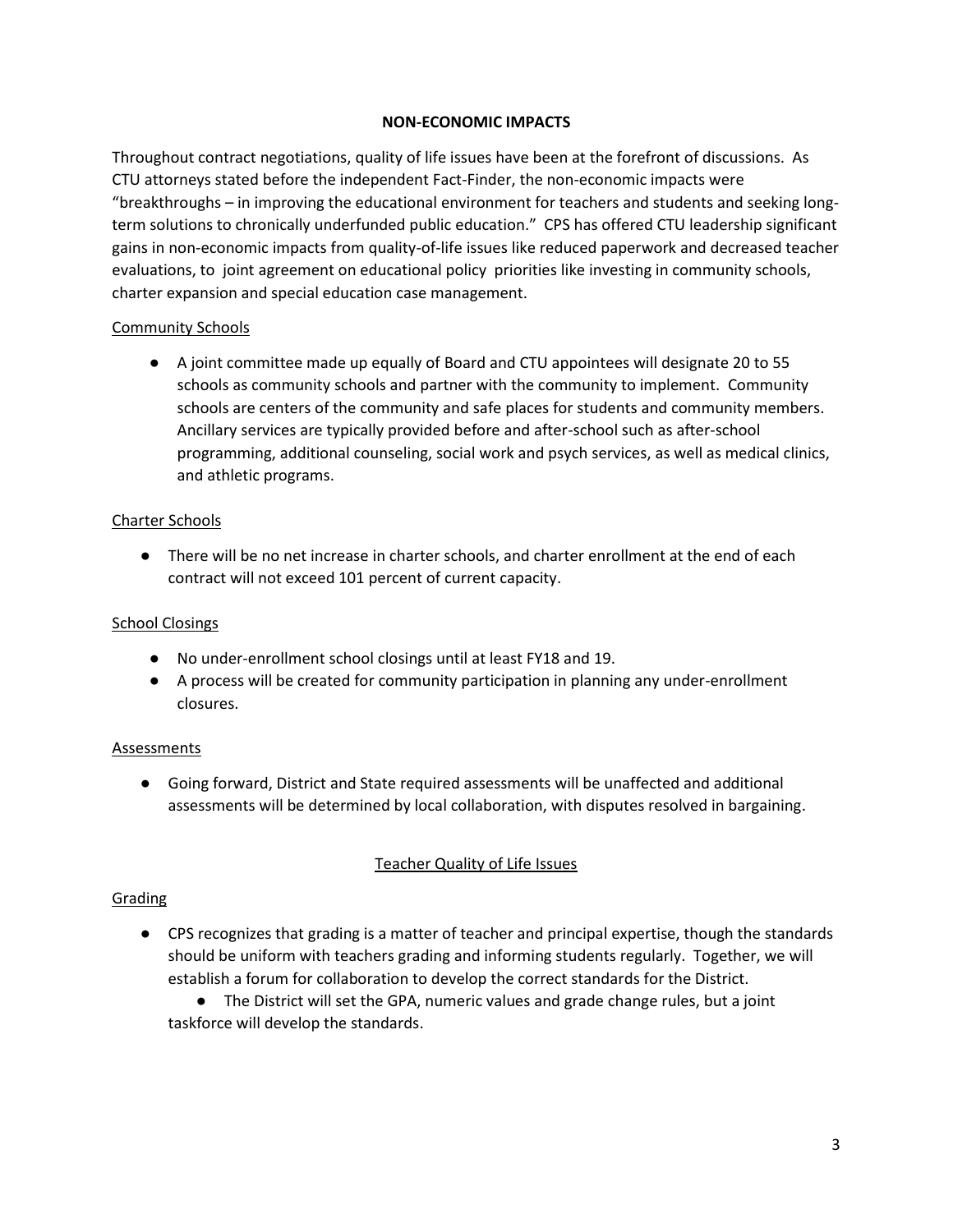## NON-ECONOMIC IMPACTS

Throughout contract negotiations, quality of life issues have been at the forefront of discussions. As CTU attorneys stated before the independent Fact-Finder, the non-economic impacts were "breakthroughs – in improving the educational environment for teachers and students and seeking long-term solutions to chronically underfunded public education." CPS has offered CTU leadership significant gains in non-economic impacts from quality-of-life issues like reduced paperwork and decreased teacher evaluations, to joint agreement on educational policy priorities like investing in community schools, charter expansion and special education case management.

Community Schools

- A joint committee made up equally of Board and CTU appointees will designate 20 to 55 schools as community schools and partner with the community to implement. Community schools are centers of the community and safe places for students and community members. Ancillary services are typically provided before and after-school such as after-school programming, additional counseling, social work and psych services, as well as medical clinics, and athletic programs.

Charter Schools

- There will be no net increase in charter schools, and charter enrollment at the end of each contract will not exceed 101 percent of current capacity.

School Closings

- No under-enrollment school closings until at least FY18 and 19.
- A process will be created for community participation in planning any under-enrollment closures.

Assessments

- Going forward, District and State required assessments will be unaffected and additional assessments will be determined by local collaboration, with disputes resolved in bargaining.

### Teacher Quality of Life Issues

Grading

- CPS recognizes that grading is a matter of teacher and principal expertise, though the standards should be uniform with teachers grading and informing students regularly. Together, we will establish a forum for collaboration to develop the correct standards for the District.
    - The District will set the GPA, numeric values and grade change rules, but a joint taskforce will develop the standards.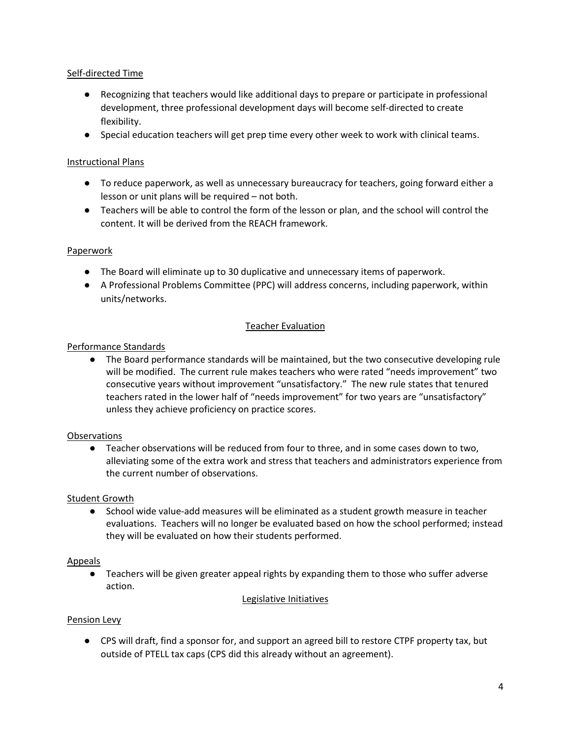Self-directed Time

- Recognizing that teachers would like additional days to prepare or participate in professional development, three professional development days will become self-directed to create flexibility.
- Special education teachers will get prep time every other week to work with clinical teams.

Instructional Plans

- To reduce paperwork, as well as unnecessary bureaucracy for teachers, going forward either a lesson or unit plans will be required – not both.
- Teachers will be able to control the form of the lesson or plan, and the school will control the content. It will be derived from the REACH framework.

Paperwork

- The Board will eliminate up to 30 duplicative and unnecessary items of paperwork.
- A Professional Problems Committee (PPC) will address concerns, including paperwork, within units/networks.

## Teacher Evaluation

Performance Standards

- The Board performance standards will be maintained, but the two consecutive developing rule will be modified. The current rule makes teachers who were rated "needs improvement" two consecutive years without improvement "unsatisfactory." The new rule states that tenured teachers rated in the lower half of "needs improvement" for two years are "unsatisfactory" unless they achieve proficiency on practice scores.

Observations

- Teacher observations will be reduced from four to three, and in some cases down to two, alleviating some of the extra work and stress that teachers and administrators experience from the current number of observations.

Student Growth

- School wide value-add measures will be eliminated as a student growth measure in teacher evaluations. Teachers will no longer be evaluated based on how the school performed; instead they will be evaluated on how their students performed.

Appeals

- Teachers will be given greater appeal rights by expanding them to those who suffer adverse action.

## Legislative Initiatives

Pension Levy

- CPS will draft, find a sponsor for, and support an agreed bill to restore CTPF property tax, but outside of PTELL tax caps (CPS did this already without an agreement).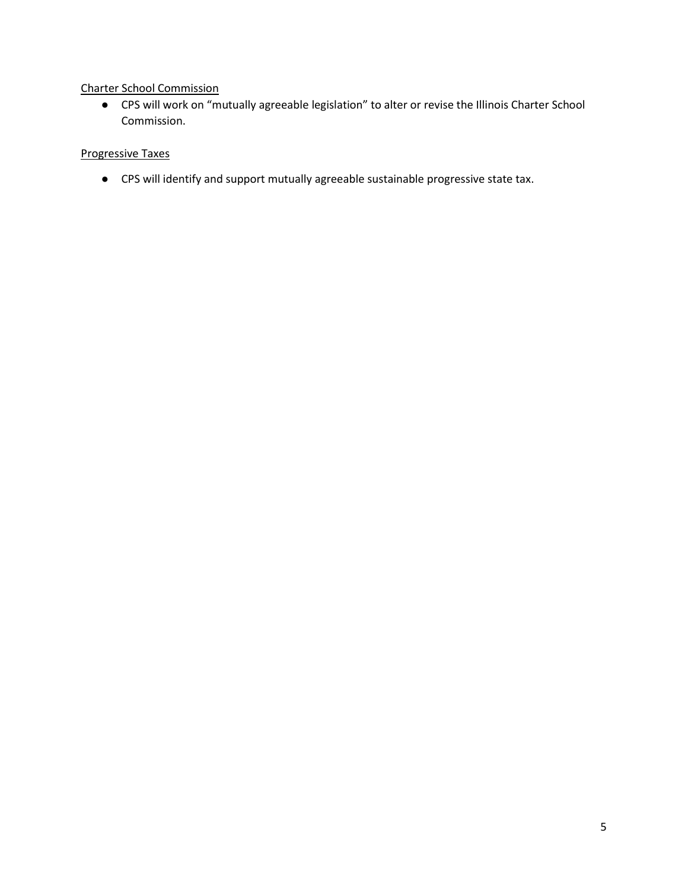<u>Charter School Commission</u>

- CPS will work on "mutually agreeable legislation" to alter or revise the Illinois Charter School Commission.

<u>Progressive Taxes</u>

- CPS will identify and support mutually agreeable sustainable progressive state tax.